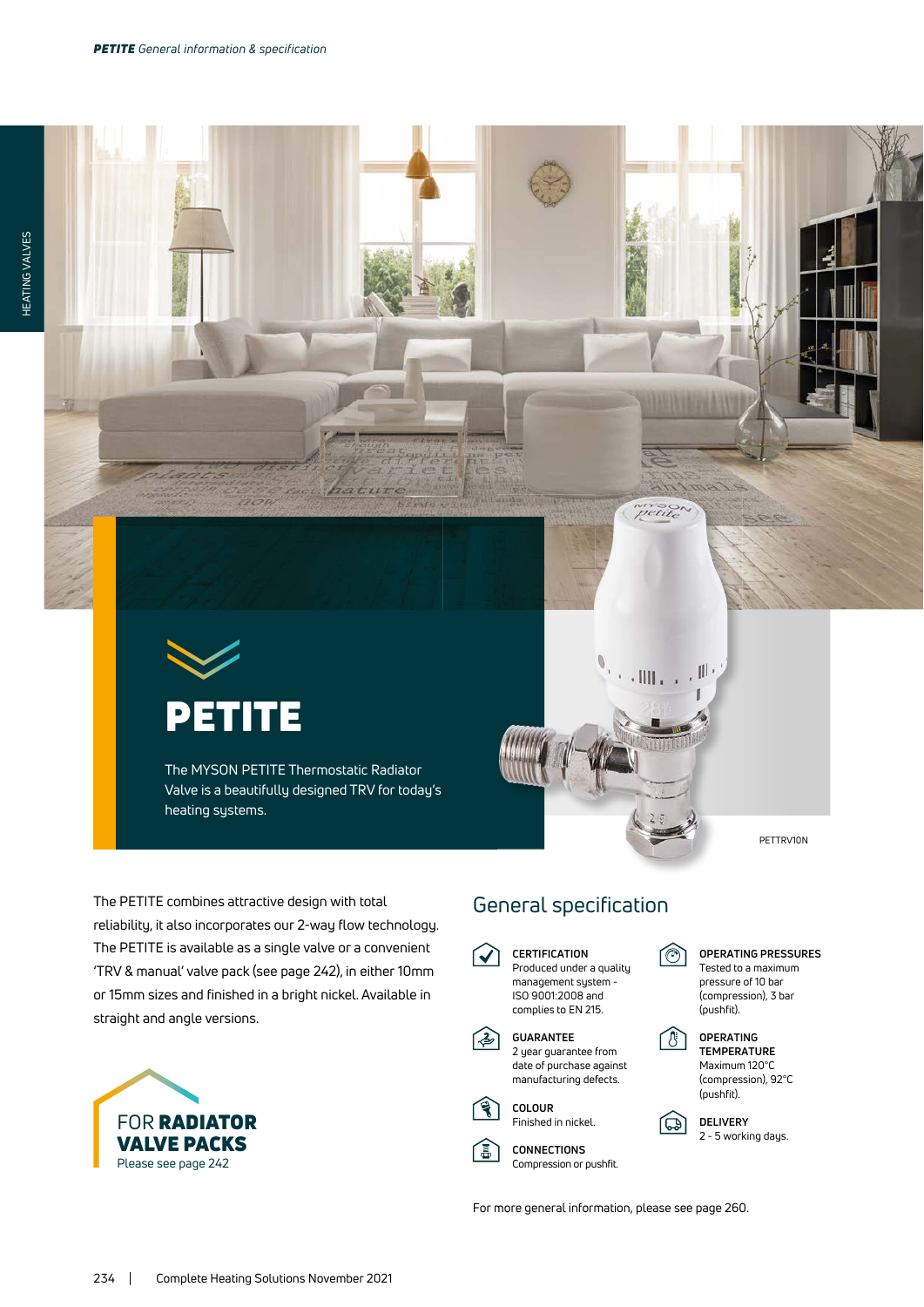# PETITE

The MYSON PETITE Thermostatic Radiator Valve is a beautifully designed TRV for today's heating systems.

PETTRV10N

The PETITE combines attractive design with total reliability, it also incorporates our 2-way flow technology. The PETITE is available as a single valve or a convenient 'TRV & manual' valve pack (see page 242), in either 10mm or 15mm sizes and finished in a bright nickel. Available in straight and angle versions.

FOR **RADIATOR VALVE PACKS**
Please see page 242

## General specification

**CERTIFICATION**
Produced under a quality management system - ISO 9001:2008 and complies to EN 215.

**GUARANTEE**
2 year guarantee from date of purchase against manufacturing defects.

**COLOUR**
Finished in nickel.

**CONNECTIONS**
Compression or pushfit.

**OPERATING PRESSURES**
Tested to a maximum pressure of 10 bar (compression), 3 bar (pushfit).

**OPERATING TEMPERATURE**
Maximum 120°C (compression), 92°C (pushfit).

**DELIVERY**
2 - 5 working days.

For more general information, please see page 260.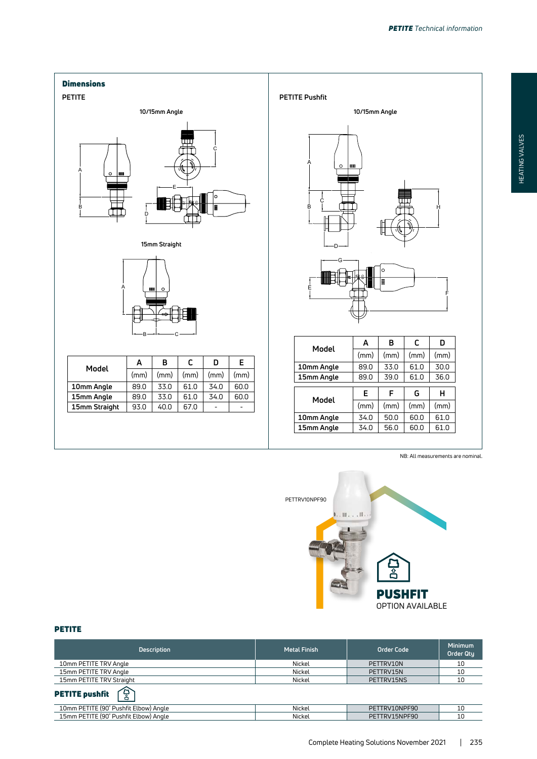## Dimensions

### PETITE

10/15mm Angle

15mm Straight

| Model | A | B | C | D | E |
|---|---|---|---|---|---|
| | (mm) | (mm) | (mm) | (mm) | (mm) |
| 10mm Angle | 89.0 | 33.0 | 61.0 | 34.0 | 60.0 |
| 15mm Angle | 89.0 | 33.0 | 61.0 | 34.0 | 60.0 |
| 15mm Straight | 93.0 | 40.0 | 67.0 | - | - |

### PETITE Pushfit

10/15mm Angle

| Model | A | B | C | D |
|---|---|---|---|---|
| | (mm) | (mm) | (mm) | (mm) |
| 10mm Angle | 89.0 | 33.0 | 61.0 | 30.0 |
| 15mm Angle | 89.0 | 39.0 | 61.0 | 36.0 |

| Model | E | F | G | H |
|---|---|---|---|---|
| | (mm) | (mm) | (mm) | (mm) |
| 10mm Angle | 34.0 | 50.0 | 60.0 | 61.0 |
| 15mm Angle | 34.0 | 56.0 | 60.0 | 61.0 |

NB: All measurements are nominal.

PETTRV10NPF90

**PUSHFIT**
OPTION AVAILABLE

## PETITE

| Description | Metal Finish | Order Code | Minimum Order Qty |
|---|---|---|---|
| 10mm PETITE TRV Angle | Nickel | PETTRV10N | 10 |
| 15mm PETITE TRV Angle | Nickel | PETTRV15N | 10 |
| 15mm PETITE TRV Straight | Nickel | PETTRV15NS | 10 |

## PETITE pushfit

| Description | Metal Finish | Order Code | Minimum Order Qty |
|---|---|---|---|
| 10mm PETITE (90° Pushfit Elbow) Angle | Nickel | PETTRV10NPF90 | 10 |
| 15mm PETITE (90° Pushfit Elbow) Angle | Nickel | PETTRV15NPF90 | 10 |